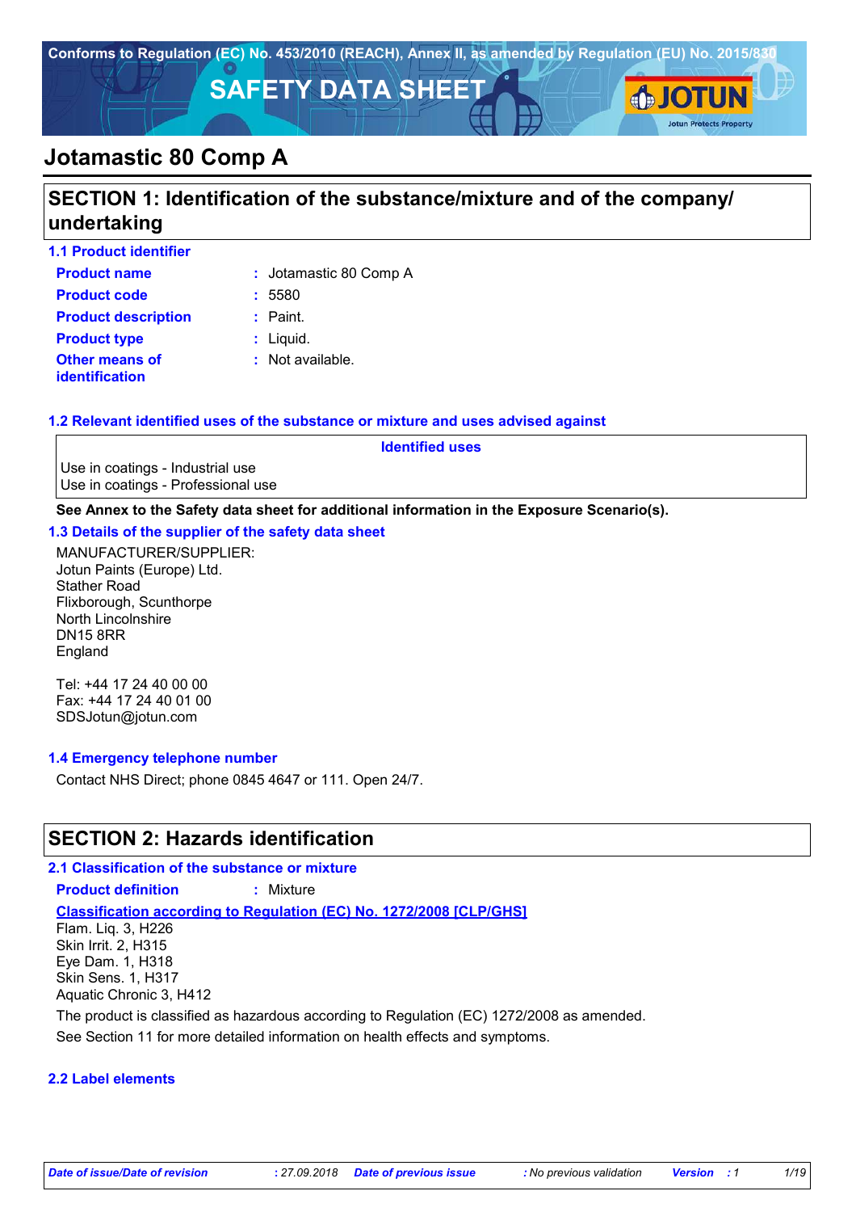Conforms to Regulation (EC) No. 453/2010 (REACH), Annex II, as amended by Regulation (EU) No. 2015/830

# SAFETY DATA SHEET

# Jotamastic 80 Comp A

## SECTION 1: Identification of the substance/mixture and of the company/ undertaking

### 1.1 Product identifier

**Product name** : Jotamastic 80 Comp A

**Product code** : 5580

**Product description** : Paint.

**Product type** : Liquid.

**Other means of identification** : Not available.

### 1.2 Relevant identified uses of the substance or mixture and uses advised against

| Identified uses |
| --- |
| Use in coatings - Industrial use |
| Use in coatings - Professional use |

**See Annex to the Safety data sheet for additional information in the Exposure Scenario(s).**

### 1.3 Details of the supplier of the safety data sheet

MANUFACTURER/SUPPLIER:
Jotun Paints (Europe) Ltd.
Stather Road
Flixborough, Scunthorpe
North Lincolnshire
DN15 8RR
England

Tel: +44 17 24 40 00 00
Fax: +44 17 24 40 01 00
SDSJotun@jotun.com

### 1.4 Emergency telephone number

Contact NHS Direct; phone 0845 4647 or 111. Open 24/7.

## SECTION 2: Hazards identification

### 2.1 Classification of the substance or mixture

**Product definition** : Mixture

**Classification according to Regulation (EC) No. 1272/2008 [CLP/GHS]**

Flam. Liq. 3, H226
Skin Irrit. 2, H315
Eye Dam. 1, H318
Skin Sens. 1, H317
Aquatic Chronic 3, H412

The product is classified as hazardous according to Regulation (EC) 1272/2008 as amended.

See Section 11 for more detailed information on health effects and symptoms.

### 2.2 Label elements

*Date of issue/Date of revision* : 27.09.2018 *Date of previous issue* : No previous validation *Version* : 1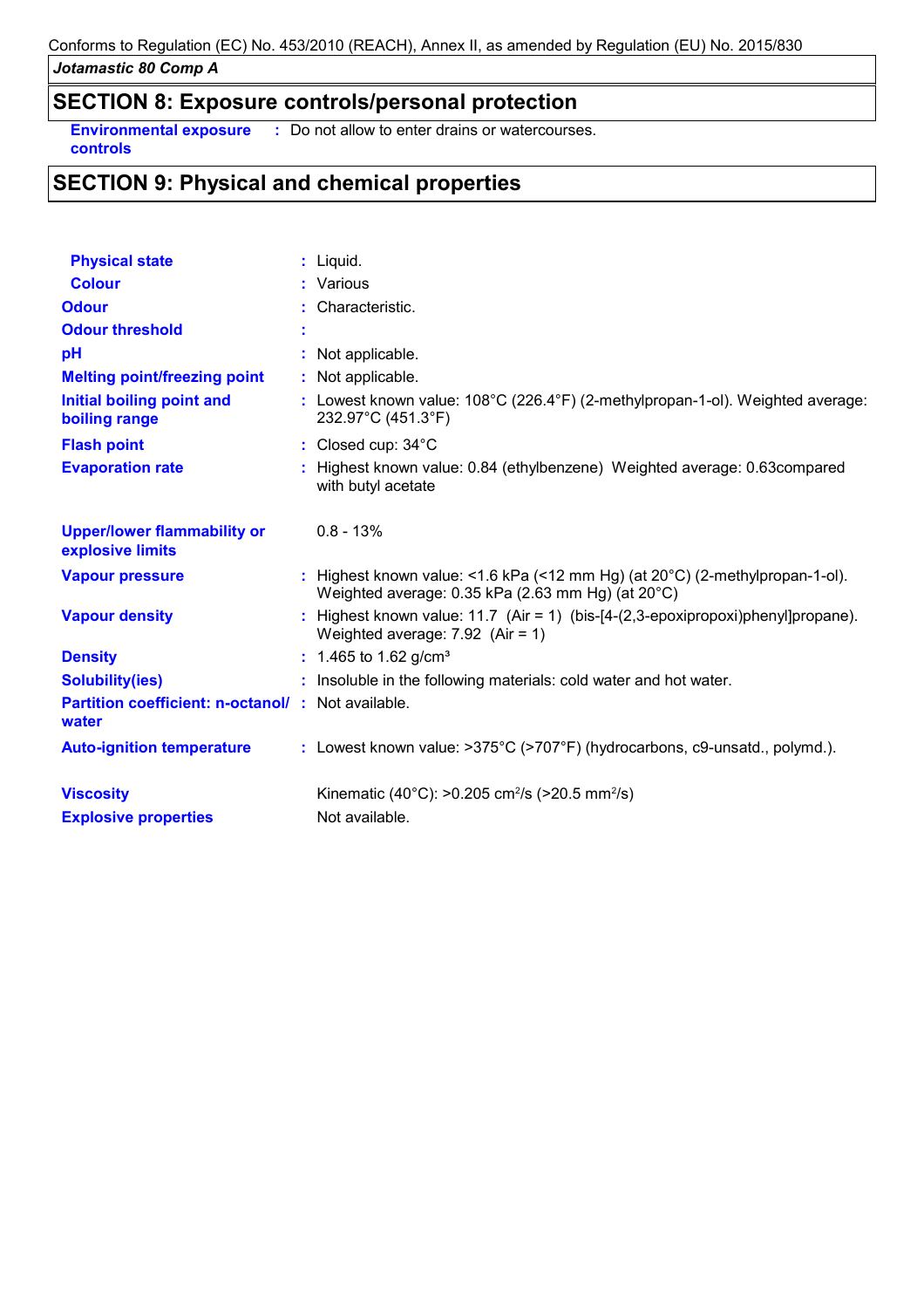## SECTION 8: Exposure controls/personal protection

| | | |
|---|---|---|
| **Environmental exposure controls** | : | Do not allow to enter drains or watercourses. |

## SECTION 9: Physical and chemical properties

| | | |
|---|---|---|
| **Physical state** | : | Liquid. |
| **Colour** | : | Various |
| **Odour** | : | Characteristic. |
| **Odour threshold** | : | |
| **pH** | : | Not applicable. |
| **Melting point/freezing point** | : | Not applicable. |
| **Initial boiling point and boiling range** | : | Lowest known value: 108°C (226.4°F) (2-methylpropan-1-ol). Weighted average: 232.97°C (451.3°F) |
| **Flash point** | : | Closed cup: 34°C |
| **Evaporation rate** | : | Highest known value: 0.84 (ethylbenzene) Weighted average: 0.63compared with butyl acetate |
| **Upper/lower flammability or explosive limits** | | 0.8 - 13% |
| **Vapour pressure** | : | Highest known value: <1.6 kPa (<12 mm Hg) (at 20°C) (2-methylpropan-1-ol). Weighted average: 0.35 kPa (2.63 mm Hg) (at 20°C) |
| **Vapour density** | : | Highest known value: 11.7 (Air = 1) (bis-[4-(2,3-epoxipropoxi)phenyl]propane). Weighted average: 7.92 (Air = 1) |
| **Density** | : | 1.465 to 1.62 g/cm³ |
| **Solubility(ies)** | : | Insoluble in the following materials: cold water and hot water. |
| **Partition coefficient: n-octanol/ water** | : | Not available. |
| **Auto-ignition temperature** | : | Lowest known value: >375°C (>707°F) (hydrocarbons, c9-unsatd., polymd.). |
| **Viscosity** | | Kinematic (40°C): >0.205 $cm^2/s$ (>20.5 $mm^2/s$) |
| **Explosive properties** | | Not available. |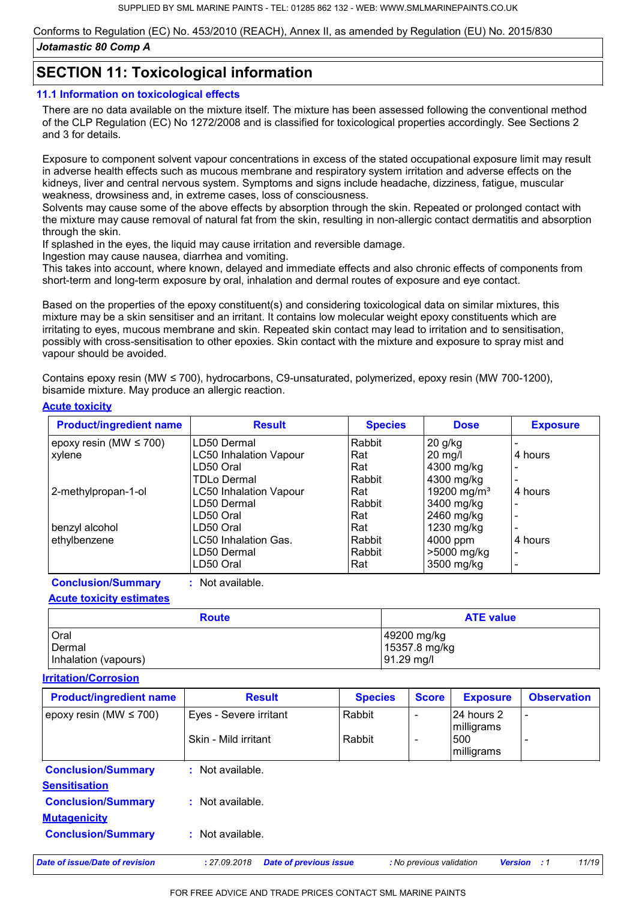Conforms to Regulation (EC) No. 453/2010 (REACH), Annex II, as amended by Regulation (EU) No. 2015/830

*Jotamastic 80 Comp A*

## SECTION 11: Toxicological information

### 11.1 Information on toxicological effects

There are no data available on the mixture itself. The mixture has been assessed following the conventional method of the CLP Regulation (EC) No 1272/2008 and is classified for toxicological properties accordingly. See Sections 2 and 3 for details.

Exposure to component solvent vapour concentrations in excess of the stated occupational exposure limit may result in adverse health effects such as mucous membrane and respiratory system irritation and adverse effects on the kidneys, liver and central nervous system. Symptoms and signs include headache, dizziness, fatigue, muscular weakness, drowsiness and, in extreme cases, loss of consciousness.
Solvents may cause some of the above effects by absorption through the skin. Repeated or prolonged contact with the mixture may cause removal of natural fat from the skin, resulting in non-allergic contact dermatitis and absorption through the skin.
If splashed in the eyes, the liquid may cause irritation and reversible damage.
Ingestion may cause nausea, diarrhea and vomiting.
This takes into account, where known, delayed and immediate effects and also chronic effects of components from short-term and long-term exposure by oral, inhalation and dermal routes of exposure and eye contact.

Based on the properties of the epoxy constituent(s) and considering toxicological data on similar mixtures, this mixture may be a skin sensitiser and an irritant. It contains low molecular weight epoxy constituents which are irritating to eyes, mucous membrane and skin. Repeated skin contact may lead to irritation and to sensitisation, possibly with cross-sensitisation to other epoxies. Skin contact with the mixture and exposure to spray mist and vapour should be avoided.

Contains epoxy resin (MW ≤ 700), hydrocarbons, C9-unsaturated, polymerized, epoxy resin (MW 700-1200), bisamide mixture. May produce an allergic reaction.

**Acute toxicity**

| Product/ingredient name | Result | Species | Dose | Exposure |
|---|---|---|---|---|
| epoxy resin (MW ≤ 700) | LD50 Dermal | Rabbit | 20 g/kg | - |
| xylene | LC50 Inhalation Vapour | Rat | 20 mg/l | 4 hours |
| | LD50 Oral | Rat | 4300 mg/kg | - |
| | TDLo Dermal | Rabbit | 4300 mg/kg | - |
| 2-methylpropan-1-ol | LC50 Inhalation Vapour | Rat | 19200 mg/m³ | 4 hours |
| | LD50 Dermal | Rabbit | 3400 mg/kg | - |
| | LD50 Oral | Rat | 2460 mg/kg | - |
| benzyl alcohol | LD50 Oral | Rat | 1230 mg/kg | - |
| ethylbenzene | LC50 Inhalation Gas. | Rabbit | 4000 ppm | 4 hours |
| | LD50 Dermal | Rabbit | >5000 mg/kg | - |
| | LD50 Oral | Rat | 3500 mg/kg | - |

**Conclusion/Summary** : Not available.

**Acute toxicity estimates**

| Route | ATE value |
|---|---|
| Oral | 49200 mg/kg |
| Dermal | 15357.8 mg/kg |
| Inhalation (vapours) | 91.29 mg/l |

**Irritation/Corrosion**

| Product/ingredient name | Result | Species | Score | Exposure | Observation |
|---|---|---|---|---|---|
| epoxy resin (MW ≤ 700) | Eyes - Severe irritant | Rabbit | - | 24 hours 2 milligrams | - |
| | Skin - Mild irritant | Rabbit | - | 500 milligrams | - |

**Conclusion/Summary** : Not available.

**Sensitisation**

**Conclusion/Summary** : Not available.

**Mutagenicity**

**Conclusion/Summary** : Not available.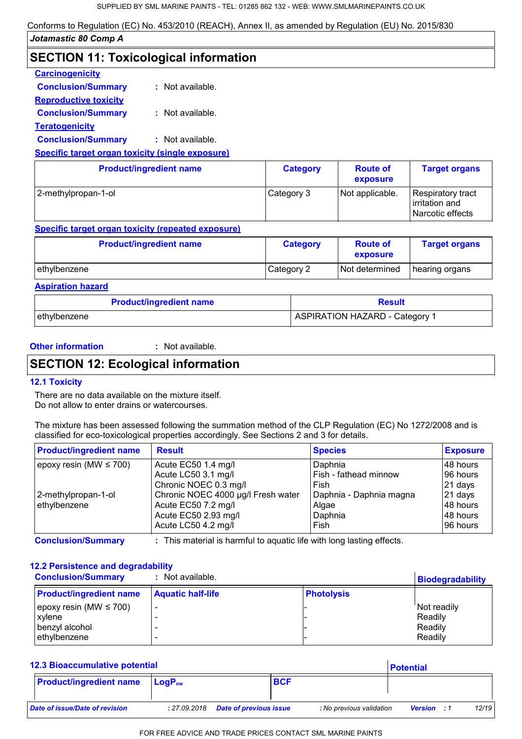Conforms to Regulation (EC) No. 453/2010 (REACH), Annex II, as amended by Regulation (EU) No. 2015/830

*Jotamastic 80 Comp A*

## SECTION 11: Toxicological information

**Carcinogenicity**

**Conclusion/Summary** : Not available.

**Reproductive toxicity**

**Conclusion/Summary** : Not available.

**Teratogenicity**

**Conclusion/Summary** : Not available.

**Specific target organ toxicity (single exposure)**

| Product/ingredient name | Category | Route of exposure | Target organs |
|---|---|---|---|
| 2-methylpropan-1-ol | Category 3 | Not applicable. | Respiratory tract irritation and Narcotic effects |

**Specific target organ toxicity (repeated exposure)**

| Product/ingredient name | Category | Route of exposure | Target organs |
|---|---|---|---|
| ethylbenzene | Category 2 | Not determined | hearing organs |

**Aspiration hazard**

| Product/ingredient name | Result |
|---|---|
| ethylbenzene | ASPIRATION HAZARD - Category 1 |

**Other information** : Not available.

## SECTION 12: Ecological information

### 12.1 Toxicity

There are no data available on the mixture itself.
Do not allow to enter drains or watercourses.

The mixture has been assessed following the summation method of the CLP Regulation (EC) No 1272/2008 and is classified for eco-toxicological properties accordingly. See Sections 2 and 3 for details.

| Product/ingredient name | Result | Species | Exposure |
|---|---|---|---|
| epoxy resin (MW ≤ 700) | Acute EC50 1.4 mg/l | Daphnia | 48 hours |
| | Acute LC50 3.1 mg/l | Fish - fathead minnow | 96 hours |
| | Chronic NOEC 0.3 mg/l | Fish | 21 days |
| 2-methylpropan-1-ol | Chronic NOEC 4000 µg/l Fresh water | Daphnia - Daphnia magna | 21 days |
| ethylbenzene | Acute EC50 7.2 mg/l | Algae | 48 hours |
| | Acute EC50 2.93 mg/l | Daphnia | 48 hours |
| | Acute LC50 4.2 mg/l | Fish | 96 hours |

**Conclusion/Summary** : This material is harmful to aquatic life with long lasting effects.

### 12.2 Persistence and degradability

**Conclusion/Summary** : Not available.

| Product/ingredient name | Aquatic half-life | Photolysis | Biodegradability |
|---|---|---|---|
| epoxy resin (MW ≤ 700) | - | - | Not readily |
| xylene | - | - | Readily |
| benzyl alcohol | - | - | Readily |
| ethylbenzene | - | - | Readily |

### 12.3 Bioaccumulative potential

| Product/ingredient name | $LogP_{ow}$ | BCF | Potential |
|---|---|---|---|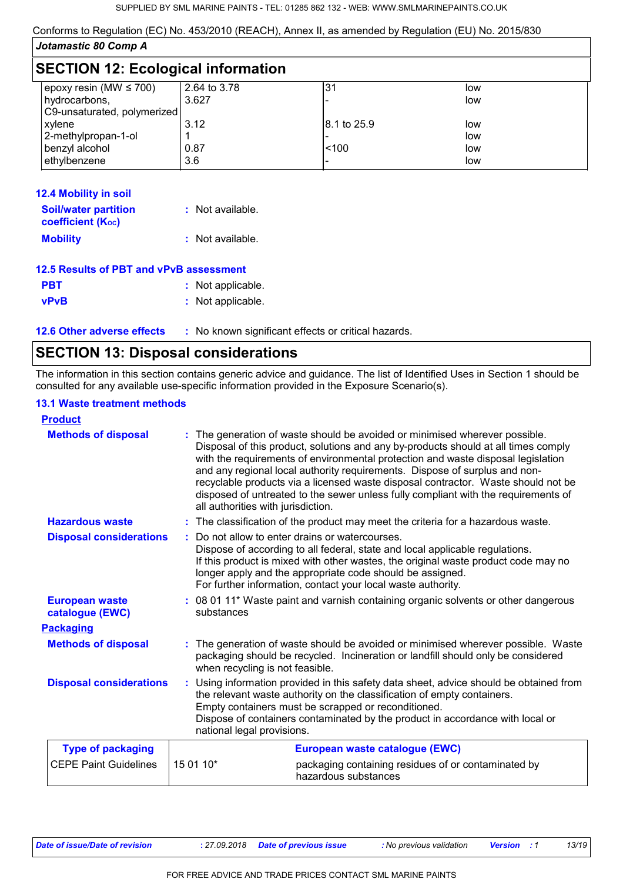Conforms to Regulation (EC) No. 453/2010 (REACH), Annex II, as amended by Regulation (EU) No. 2015/830

*Jotamastic 80 Comp A*

## SECTION 12: Ecological information

| | | | |
|---|---|---|---|
| epoxy resin (MW ≤ 700) | 2.64 to 3.78 | 31 | low |
| hydrocarbons, C9-unsaturated, polymerized | 3.627 | - | low |
| xylene | 3.12 | 8.1 to 25.9 | low |
| 2-methylpropan-1-ol | 1 | - | low |
| benzyl alcohol | 0.87 | <100 | low |
| ethylbenzene | 3.6 | - | low |

### 12.4 Mobility in soil

**Soil/water partition coefficient ($K_{OC}$)** : Not available.

**Mobility** : Not available.

### 12.5 Results of PBT and vPvB assessment

**PBT** : Not applicable.

**vPvB** : Not applicable.

### 12.6 Other adverse effects

: No known significant effects or critical hazards.

## SECTION 13: Disposal considerations

The information in this section contains generic advice and guidance. The list of Identified Uses in Section 1 should be consulted for any available use-specific information provided in the Exposure Scenario(s).

### 13.1 Waste treatment methods

**Product**

**Methods of disposal** : The generation of waste should be avoided or minimised wherever possible. Disposal of this product, solutions and any by-products should at all times comply with the requirements of environmental protection and waste disposal legislation and any regional local authority requirements. Dispose of surplus and non-recyclable products via a licensed waste disposal contractor. Waste should not be disposed of untreated to the sewer unless fully compliant with the requirements of all authorities with jurisdiction.

**Hazardous waste** : The classification of the product may meet the criteria for a hazardous waste.

**Disposal considerations** : Do not allow to enter drains or watercourses.
Dispose of according to all federal, state and local applicable regulations.
If this product is mixed with other wastes, the original waste product code may no longer apply and the appropriate code should be assigned.
For further information, contact your local waste authority.

**European waste catalogue (EWC)** : 08 01 11* Waste paint and varnish containing organic solvents or other dangerous substances

**Packaging**

**Methods of disposal** : The generation of waste should be avoided or minimised wherever possible. Waste packaging should be recycled. Incineration or landfill should only be considered when recycling is not feasible.

**Disposal considerations** : Using information provided in this safety data sheet, advice should be obtained from the relevant waste authority on the classification of empty containers.
Empty containers must be scrapped or reconditioned.
Dispose of containers contaminated by the product in accordance with local or national legal provisions.

| Type of packaging | European waste catalogue (EWC) | |
|---|---|---|
| CEPE Paint Guidelines | 15 01 10* | packaging containing residues of or contaminated by hazardous substances |

| Date of issue/Date of revision | : 27.09.2018 | Date of previous issue | : No previous validation | Version | : 1 |
|---|---|---|---|---|---|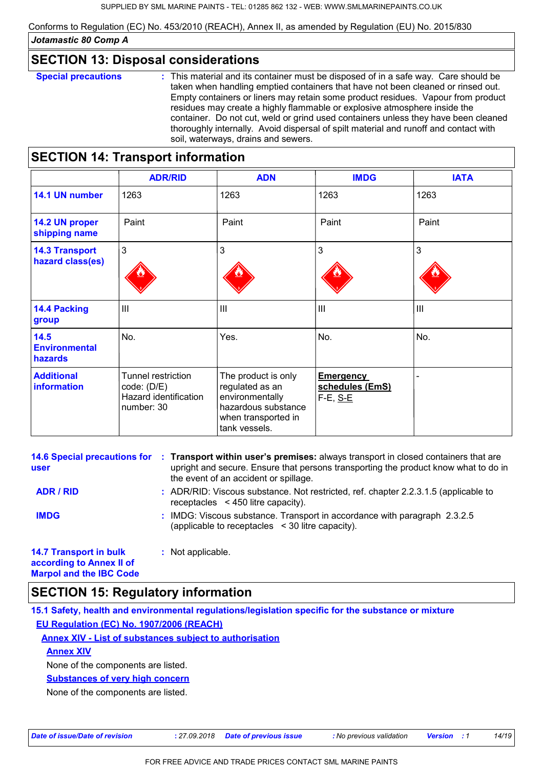Conforms to Regulation (EC) No. 453/2010 (REACH), Annex II, as amended by Regulation (EU) No. 2015/830

*Jotamastic 80 Comp A*

## SECTION 13: Disposal considerations

**Special precautions** : This material and its container must be disposed of in a safe way. Care should be taken when handling emptied containers that have not been cleaned or rinsed out. Empty containers or liners may retain some product residues. Vapour from product residues may create a highly flammable or explosive atmosphere inside the container. Do not cut, weld or grind used containers unless they have been cleaned thoroughly internally. Avoid dispersal of spilt material and runoff and contact with soil, waterways, drains and sewers.

## SECTION 14: Transport information

| | ADR/RID | ADN | IMDG | IATA |
|---|---|---|---|---|
| **14.1 UN number** | 1263 | 1263 | 1263 | 1263 |
| **14.2 UN proper shipping name** | Paint | Paint | Paint | Paint |
| **14.3 Transport hazard class(es)** | 3 | 3 | 3 | 3 |
| **14.4 Packing group** | III | III | III | III |
| **14.5 Environmental hazards** | No. | Yes. | No. | No. |
| **Additional information** | Tunnel restriction code: (D/E) Hazard identification number: 30 | The product is only regulated as an environmentally hazardous substance when transported in tank vessels. | **Emergency schedules (EmS)** F-E, S-E | - |

**14.6 Special precautions for user** : **Transport within user's premises:** always transport in closed containers that are upright and secure. Ensure that persons transporting the product know what to do in the event of an accident or spillage.

**ADR / RID** : ADR/RID: Viscous substance. Not restricted, ref. chapter 2.2.3.1.5 (applicable to receptacles < 450 litre capacity).

**IMDG** : IMDG: Viscous substance. Transport in accordance with paragraph 2.3.2.5 (applicable to receptacles < 30 litre capacity).

**14.7 Transport in bulk according to Annex II of Marpol and the IBC Code** : Not applicable.

## SECTION 15: Regulatory information

**15.1 Safety, health and environmental regulations/legislation specific for the substance or mixture**

**EU Regulation (EC) No. 1907/2006 (REACH)**

**Annex XIV - List of substances subject to authorisation**

**Annex XIV**

None of the components are listed.

**Substances of very high concern**

None of the components are listed.

| *Date of issue/Date of revision* | : 27.09.2018 | *Date of previous issue* | : No previous validation | *Version* | : 1 |
|---|---|---|---|---|---|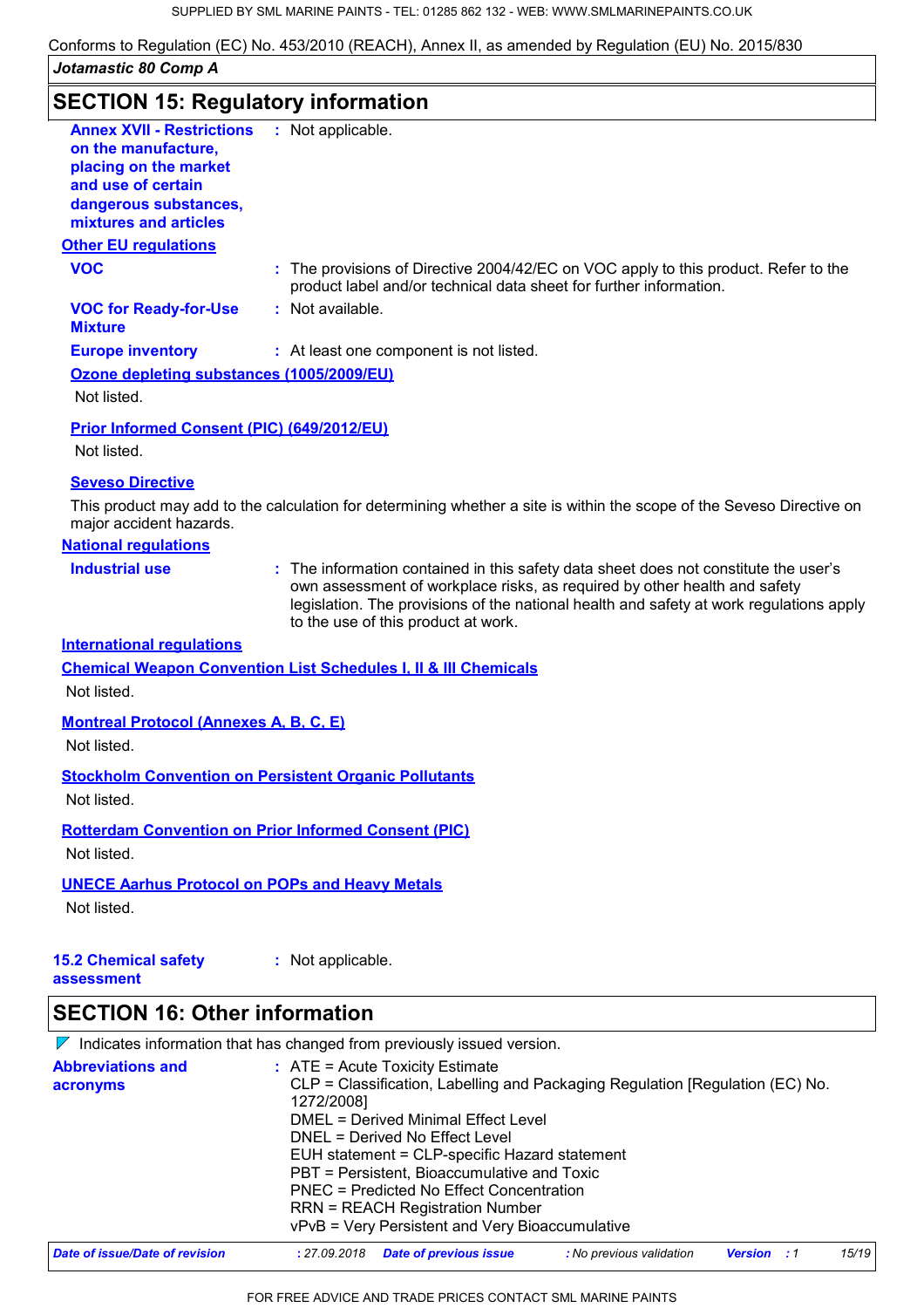Conforms to Regulation (EC) No. 453/2010 (REACH), Annex II, as amended by Regulation (EU) No. 2015/830

*Jotamastic 80 Comp A*

## SECTION 15: Regulatory information

**Annex XVII - Restrictions on the manufacture, placing on the market and use of certain dangerous substances, mixtures and articles** : Not applicable.

**Other EU regulations**

**VOC** : The provisions of Directive 2004/42/EC on VOC apply to this product. Refer to the product label and/or technical data sheet for further information.

**VOC for Ready-for-Use Mixture** : Not available.

**Europe inventory** : At least one component is not listed.

**Ozone depleting substances (1005/2009/EU)**

Not listed.

**Prior Informed Consent (PIC) (649/2012/EU)**

Not listed.

**Seveso Directive**

This product may add to the calculation for determining whether a site is within the scope of the Seveso Directive on major accident hazards.

**National regulations**

**Industrial use** : The information contained in this safety data sheet does not constitute the user's own assessment of workplace risks, as required by other health and safety legislation. The provisions of the national health and safety at work regulations apply to the use of this product at work.

**International regulations**

**Chemical Weapon Convention List Schedules I, II & III Chemicals**

Not listed.

**Montreal Protocol (Annexes A, B, C, E)**

Not listed.

**Stockholm Convention on Persistent Organic Pollutants**

Not listed.

**Rotterdam Convention on Prior Informed Consent (PIC)**

Not listed.

**UNECE Aarhus Protocol on POPs and Heavy Metals**

Not listed.

**15.2 Chemical safety assessment** : Not applicable.

## SECTION 16: Other information

Indicates information that has changed from previously issued version.

**Abbreviations and acronyms** :
ATE = Acute Toxicity Estimate
CLP = Classification, Labelling and Packaging Regulation [Regulation (EC) No. 1272/2008]
DMEL = Derived Minimal Effect Level
DNEL = Derived No Effect Level
EUH statement = CLP-specific Hazard statement
PBT = Persistent, Bioaccumulative and Toxic
PNEC = Predicted No Effect Concentration
RRN = REACH Registration Number
vPvB = Very Persistent and Very Bioaccumulative

*Date of issue/Date of revision* : 27.09.2018 *Date of previous issue* : No previous validation *Version* : 1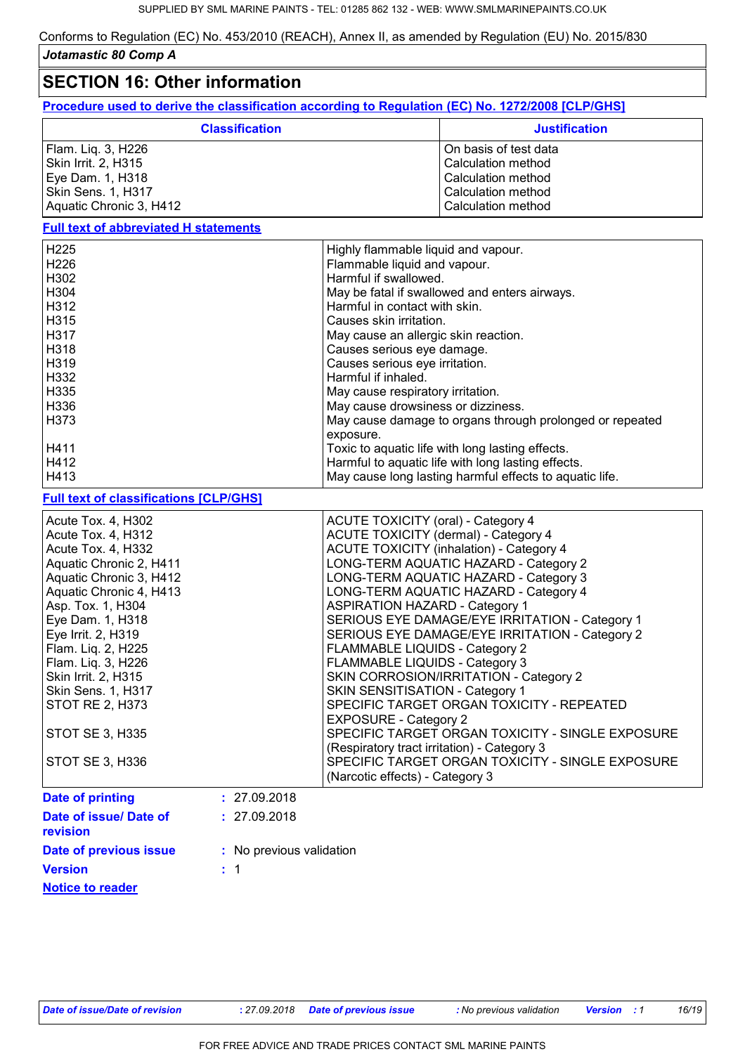Conforms to Regulation (EC) No. 453/2010 (REACH), Annex II, as amended by Regulation (EU) No. 2015/830

*Jotamastic 80 Comp A*

## SECTION 16: Other information

**Procedure used to derive the classification according to Regulation (EC) No. 1272/2008 [CLP/GHS]**

| Classification | Justification |
|---|---|
| Flam. Liq. 3, H226 | On basis of test data |
| Skin Irrit. 2, H315 | Calculation method |
| Eye Dam. 1, H318 | Calculation method |
| Skin Sens. 1, H317 | Calculation method |
| Aquatic Chronic 3, H412 | Calculation method |

**Full text of abbreviated H statements**

| | |
|---|---|
| H225 | Highly flammable liquid and vapour. |
| H226 | Flammable liquid and vapour. |
| H302 | Harmful if swallowed. |
| H304 | May be fatal if swallowed and enters airways. |
| H312 | Harmful in contact with skin. |
| H315 | Causes skin irritation. |
| H317 | May cause an allergic skin reaction. |
| H318 | Causes serious eye damage. |
| H319 | Causes serious eye irritation. |
| H332 | Harmful if inhaled. |
| H335 | May cause respiratory irritation. |
| H336 | May cause drowsiness or dizziness. |
| H373 | May cause damage to organs through prolonged or repeated exposure. |
| H411 | Toxic to aquatic life with long lasting effects. |
| H412 | Harmful to aquatic life with long lasting effects. |
| H413 | May cause long lasting harmful effects to aquatic life. |

**Full text of classifications [CLP/GHS]**

| | |
|---|---|
| Acute Tox. 4, H302 | ACUTE TOXICITY (oral) - Category 4 |
| Acute Tox. 4, H312 | ACUTE TOXICITY (dermal) - Category 4 |
| Acute Tox. 4, H332 | ACUTE TOXICITY (inhalation) - Category 4 |
| Aquatic Chronic 2, H411 | LONG-TERM AQUATIC HAZARD - Category 2 |
| Aquatic Chronic 3, H412 | LONG-TERM AQUATIC HAZARD - Category 3 |
| Aquatic Chronic 4, H413 | LONG-TERM AQUATIC HAZARD - Category 4 |
| Asp. Tox. 1, H304 | ASPIRATION HAZARD - Category 1 |
| Eye Dam. 1, H318 | SERIOUS EYE DAMAGE/EYE IRRITATION - Category 1 |
| Eye Irrit. 2, H319 | SERIOUS EYE DAMAGE/EYE IRRITATION - Category 2 |
| Flam. Liq. 2, H225 | FLAMMABLE LIQUIDS - Category 2 |
| Flam. Liq. 3, H226 | FLAMMABLE LIQUIDS - Category 3 |
| Skin Irrit. 2, H315 | SKIN CORROSION/IRRITATION - Category 2 |
| Skin Sens. 1, H317 | SKIN SENSITISATION - Category 1 |
| STOT RE 2, H373 | SPECIFIC TARGET ORGAN TOXICITY - REPEATED EXPOSURE - Category 2 |
| STOT SE 3, H335 | SPECIFIC TARGET ORGAN TOXICITY - SINGLE EXPOSURE (Respiratory tract irritation) - Category 3 |
| STOT SE 3, H336 | SPECIFIC TARGET ORGAN TOXICITY - SINGLE EXPOSURE (Narcotic effects) - Category 3 |

**Date of printing** : 27.09.2018

**Date of issue/ Date of revision** : 27.09.2018

**Date of previous issue** : No previous validation

**Version** : 1

**Notice to reader**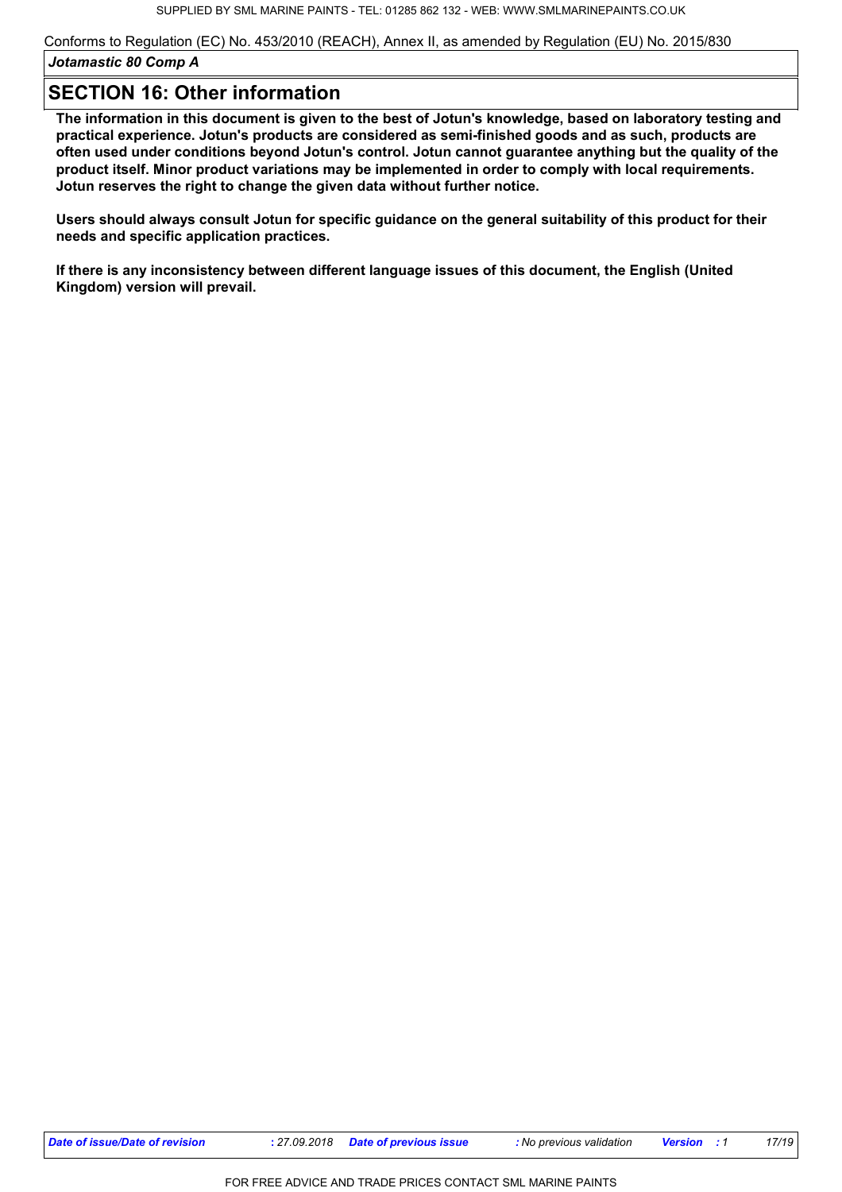Conforms to Regulation (EC) No. 453/2010 (REACH), Annex II, as amended by Regulation (EU) No. 2015/830

*Jotamastic 80 Comp A*

## SECTION 16: Other information

**The information in this document is given to the best of Jotun's knowledge, based on laboratory testing and practical experience. Jotun's products are considered as semi-finished goods and as such, products are often used under conditions beyond Jotun's control. Jotun cannot guarantee anything but the quality of the product itself. Minor product variations may be implemented in order to comply with local requirements. Jotun reserves the right to change the given data without further notice.**

**Users should always consult Jotun for specific guidance on the general suitability of this product for their needs and specific application practices.**

**If there is any inconsistency between different language issues of this document, the English (United Kingdom) version will prevail.**

| ***Date of issue/Date of revision*** | *: 27.09.2018* | ***Date of previous issue*** | *: No previous validation* | ***Version*** | *: 1* |
|---|---|---|---|---|---|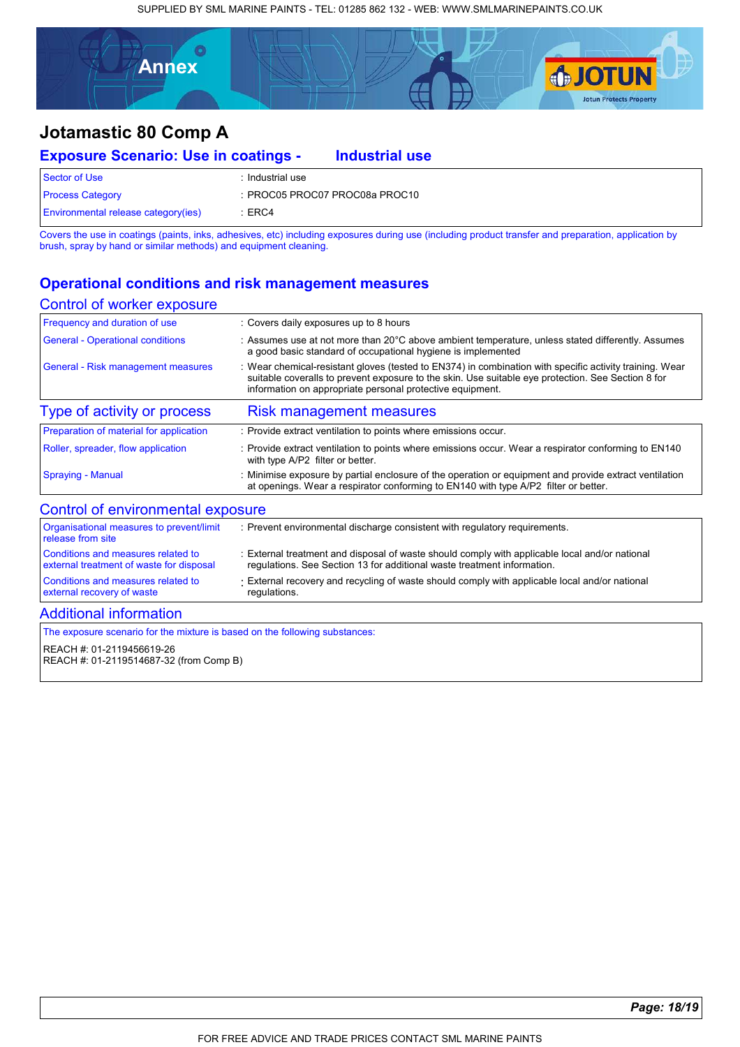# Annex

## Jotamastic 80 Comp A

### Exposure Scenario: Use in coatings - Industrial use

| | |
|---|---|
| Sector of Use | : Industrial use |
| Process Category | : PROC05 PROC07 PROC08a PROC10 |
| Environmental release category(ies) | : ERC4 |

Covers the use in coatings (paints, inks, adhesives, etc) including exposures during use (including product transfer and preparation, application by brush, spray by hand or similar methods) and equipment cleaning.

### Operational conditions and risk management measures

#### Control of worker exposure

| | |
|---|---|
| Frequency and duration of use | : Covers daily exposures up to 8 hours |
| General - Operational conditions | : Assumes use at not more than 20°C above ambient temperature, unless stated differently. Assumes a good basic standard of occupational hygiene is implemented |
| General - Risk management measures | : Wear chemical-resistant gloves (tested to EN374) in combination with specific activity training. Wear suitable coveralls to prevent exposure to the skin. Use suitable eye protection. See Section 8 for information on appropriate personal protective equipment. |

| Type of activity or process | Risk management measures |
|---|---|
| Preparation of material for application | : Provide extract ventilation to points where emissions occur. |
| Roller, spreader, flow application | : Provide extract ventilation to points where emissions occur. Wear a respirator conforming to EN140 with type A/P2 filter or better. |
| Spraying - Manual | : Minimise exposure by partial enclosure of the operation or equipment and provide extract ventilation at openings. Wear a respirator conforming to EN140 with type A/P2 filter or better. |

#### Control of environmental exposure

| | |
|---|---|
| Organisational measures to prevent/limit release from site | : Prevent environmental discharge consistent with regulatory requirements. |
| Conditions and measures related to external treatment of waste for disposal | : External treatment and disposal of waste should comply with applicable local and/or national regulations. See Section 13 for additional waste treatment information. |
| Conditions and measures related to external recovery of waste | : External recovery and recycling of waste should comply with applicable local and/or national regulations. |

#### Additional information

The exposure scenario for the mixture is based on the following substances:

REACH #: 01-2119456619-26
REACH #: 01-2119514687-32 (from Comp B)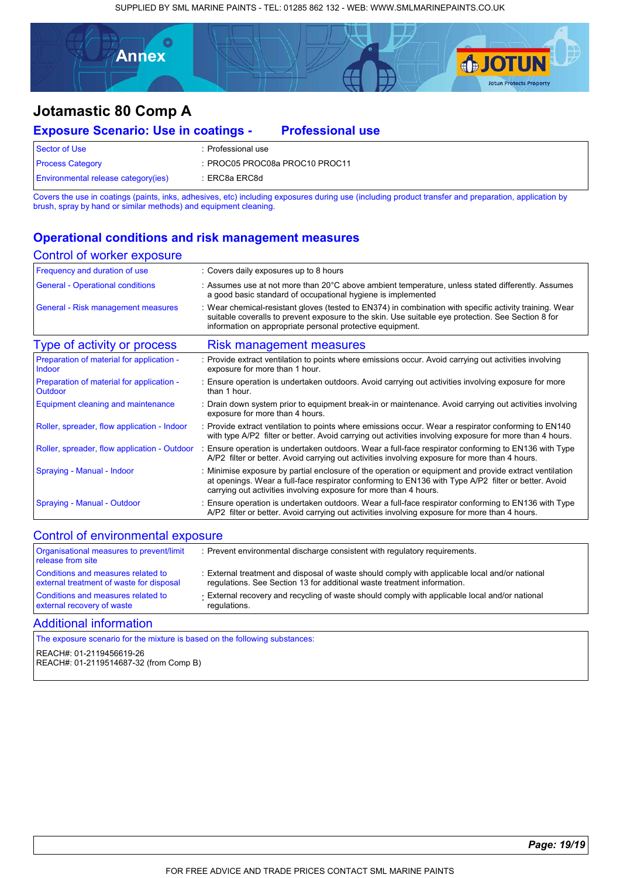# Annex

## Jotamastic 80 Comp A

### Exposure Scenario: Use in coatings - Professional use

| | |
|---|---|
| Sector of Use | : Professional use |
| Process Category | : PROC05 PROC08a PROC10 PROC11 |
| Environmental release category(ies) | : ERC8a ERC8d |

Covers the use in coatings (paints, inks, adhesives, etc) including exposures during use (including product transfer and preparation, application by brush, spray by hand or similar methods) and equipment cleaning.

### Operational conditions and risk management measures

#### Control of worker exposure

| | |
|---|---|
| Frequency and duration of use | : Covers daily exposures up to 8 hours |
| General - Operational conditions | : Assumes use at not more than 20°C above ambient temperature, unless stated differently. Assumes a good basic standard of occupational hygiene is implemented |
| General - Risk management measures | : Wear chemical-resistant gloves (tested to EN374) in combination with specific activity training. Wear suitable coveralls to prevent exposure to the skin. Use suitable eye protection. See Section 8 for information on appropriate personal protective equipment. |

| Type of activity or process | Risk management measures |
|---|---|
| Preparation of material for application - Indoor | : Provide extract ventilation to points where emissions occur. Avoid carrying out activities involving exposure for more than 1 hour. |
| Preparation of material for application - Outdoor | : Ensure operation is undertaken outdoors. Avoid carrying out activities involving exposure for more than 1 hour. |
| Equipment cleaning and maintenance | : Drain down system prior to equipment break-in or maintenance. Avoid carrying out activities involving exposure for more than 4 hours. |
| Roller, spreader, flow application - Indoor | : Provide extract ventilation to points where emissions occur. Wear a respirator conforming to EN140 with type A/P2 filter or better. Avoid carrying out activities involving exposure for more than 4 hours. |
| Roller, spreader, flow application - Outdoor | : Ensure operation is undertaken outdoors. Wear a full-face respirator conforming to EN136 with Type A/P2 filter or better. Avoid carrying out activities involving exposure for more than 4 hours. |
| Spraying - Manual - Indoor | : Minimise exposure by partial enclosure of the operation or equipment and provide extract ventilation at openings. Wear a full-face respirator conforming to EN136 with Type A/P2 filter or better. Avoid carrying out activities involving exposure for more than 4 hours. |
| Spraying - Manual - Outdoor | : Ensure operation is undertaken outdoors. Wear a full-face respirator conforming to EN136 with Type A/P2 filter or better. Avoid carrying out activities involving exposure for more than 4 hours. |

#### Control of environmental exposure

| | |
|---|---|
| Organisational measures to prevent/limit release from site | : Prevent environmental discharge consistent with regulatory requirements. |
| Conditions and measures related to external treatment of waste for disposal | : External treatment and disposal of waste should comply with applicable local and/or national regulations. See Section 13 for additional waste treatment information. |
| Conditions and measures related to external recovery of waste | : External recovery and recycling of waste should comply with applicable local and/or national regulations. |

#### Additional information

The exposure scenario for the mixture is based on the following substances:

REACH#: 01-2119456619-26
REACH#: 01-2119514687-32 (from Comp B)